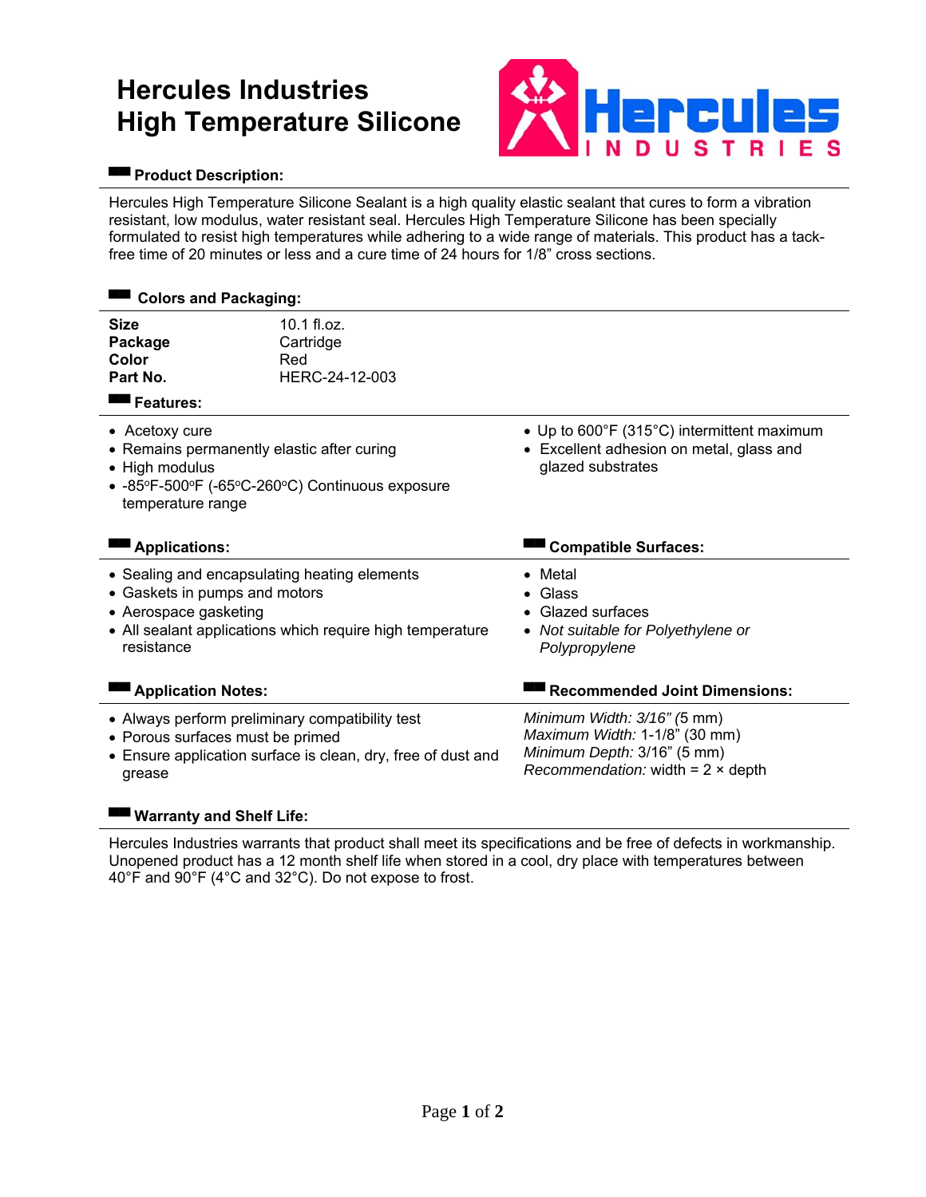# Hercules Industries
# High Temperature Silicone

## Product Description:

Hercules High Temperature Silicone Sealant is a high quality elastic sealant that cures to form a vibration resistant, low modulus, water resistant seal. Hercules High Temperature Silicone has been specially formulated to resist high temperatures while adhering to a wide range of materials. This product has a tack-free time of 20 minutes or less and a cure time of 24 hours for 1/8" cross sections.

## Colors and Packaging:

**Size** 10.1 fl.oz.
**Package** Cartridge
**Color** Red
**Part No.** HERC-24-12-003

## Features:

- Acetoxy cure
- Remains permanently elastic after curing
- High modulus
- -85°F-500°F (-65°C-260°C) Continuous exposure temperature range
- Up to 600°F (315°C) intermittent maximum
- Excellent adhesion on metal, glass and glazed substrates

## Applications:

- Sealing and encapsulating heating elements
- Gaskets in pumps and motors
- Aerospace gasketing
- All sealant applications which require high temperature resistance

## Compatible Surfaces:

- Metal
- Glass
- Glazed surfaces
- *Not suitable for Polyethylene or Polypropylene*

## Application Notes:

- Always perform preliminary compatibility test
- Porous surfaces must be primed
- Ensure application surface is clean, dry, free of dust and grease

## Recommended Joint Dimensions:

*Minimum Width: 3/16" (*5 mm)
*Maximum Width:* 1-1/8" (30 mm)
*Minimum Depth:* 3/16" (5 mm)
*Recommendation:* width = 2 × depth

## Warranty and Shelf Life:

Hercules Industries warrants that product shall meet its specifications and be free of defects in workmanship. Unopened product has a 12 month shelf life when stored in a cool, dry place with temperatures between 40°F and 90°F (4°C and 32°C). Do not expose to frost.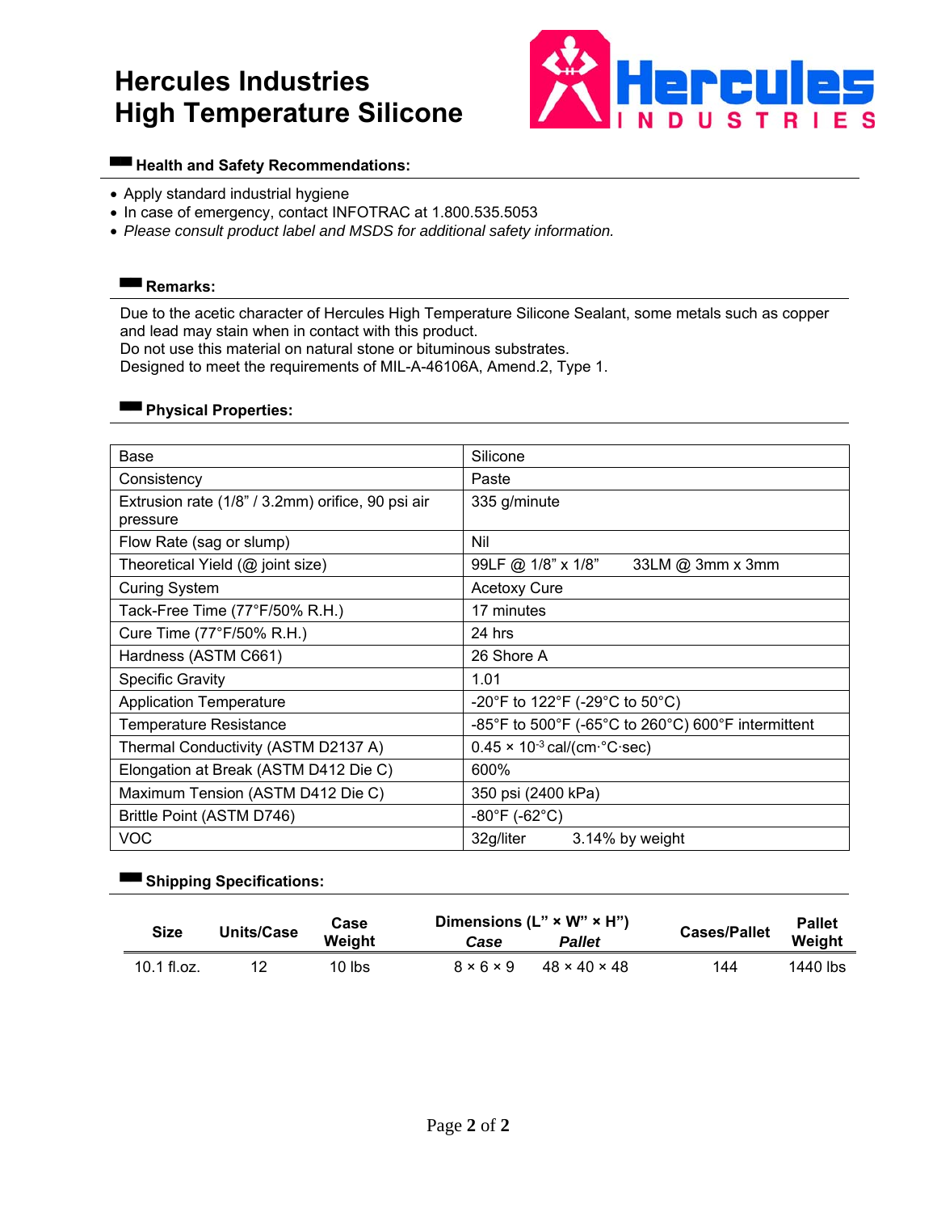# Hercules Industries
# High Temperature Silicone

Hercules INDUSTRIES

## Health and Safety Recommendations:

- Apply standard industrial hygiene
- In case of emergency, contact INFOTRAC at 1.800.535.5053
- *Please consult product label and MSDS for additional safety information.*

## Remarks:

Due to the acetic character of Hercules High Temperature Silicone Sealant, some metals such as copper and lead may stain when in contact with this product.
Do not use this material on natural stone or bituminous substrates.
Designed to meet the requirements of MIL-A-46106A, Amend.2, Type 1.

## Physical Properties:

| | |
|---|---|
| Base | Silicone |
| Consistency | Paste |
| Extrusion rate (1/8" / 3.2mm) orifice, 90 psi air pressure | 335 g/minute |
| Flow Rate (sag or slump) | Nil |
| Theoretical Yield (@ joint size) | 99LF @ 1/8" x 1/8"   33LM @ 3mm x 3mm |
| Curing System | Acetoxy Cure |
| Tack-Free Time (77°F/50% R.H.) | 17 minutes |
| Cure Time (77°F/50% R.H.) | 24 hrs |
| Hardness (ASTM C661) | 26 Shore A |
| Specific Gravity | 1.01 |
| Application Temperature | -20°F to 122°F (-29°C to 50°C) |
| Temperature Resistance | -85°F to 500°F (-65°C to 260°C) 600°F intermittent |
| Thermal Conductivity (ASTM D2137 A) | $0.45 \times 10^{-3}$ cal/(cm·°C·sec) |
| Elongation at Break (ASTM D412 Die C) | 600% |
| Maximum Tension (ASTM D412 Die C) | 350 psi (2400 kPa) |
| Brittle Point (ASTM D746) | -80°F (-62°C) |
| VOC | 32g/liter   3.14% by weight |

## Shipping Specifications:

| Size | Units/Case | Case Weight | Dimensions (L" × W" × H") *Case* | *Pallet* | Cases/Pallet | Pallet Weight |
|---|---|---|---|---|---|---|
| 10.1 fl.oz. | 12 | 10 lbs | 8 × 6 × 9 | 48 × 40 × 48 | 144 | 1440 lbs |